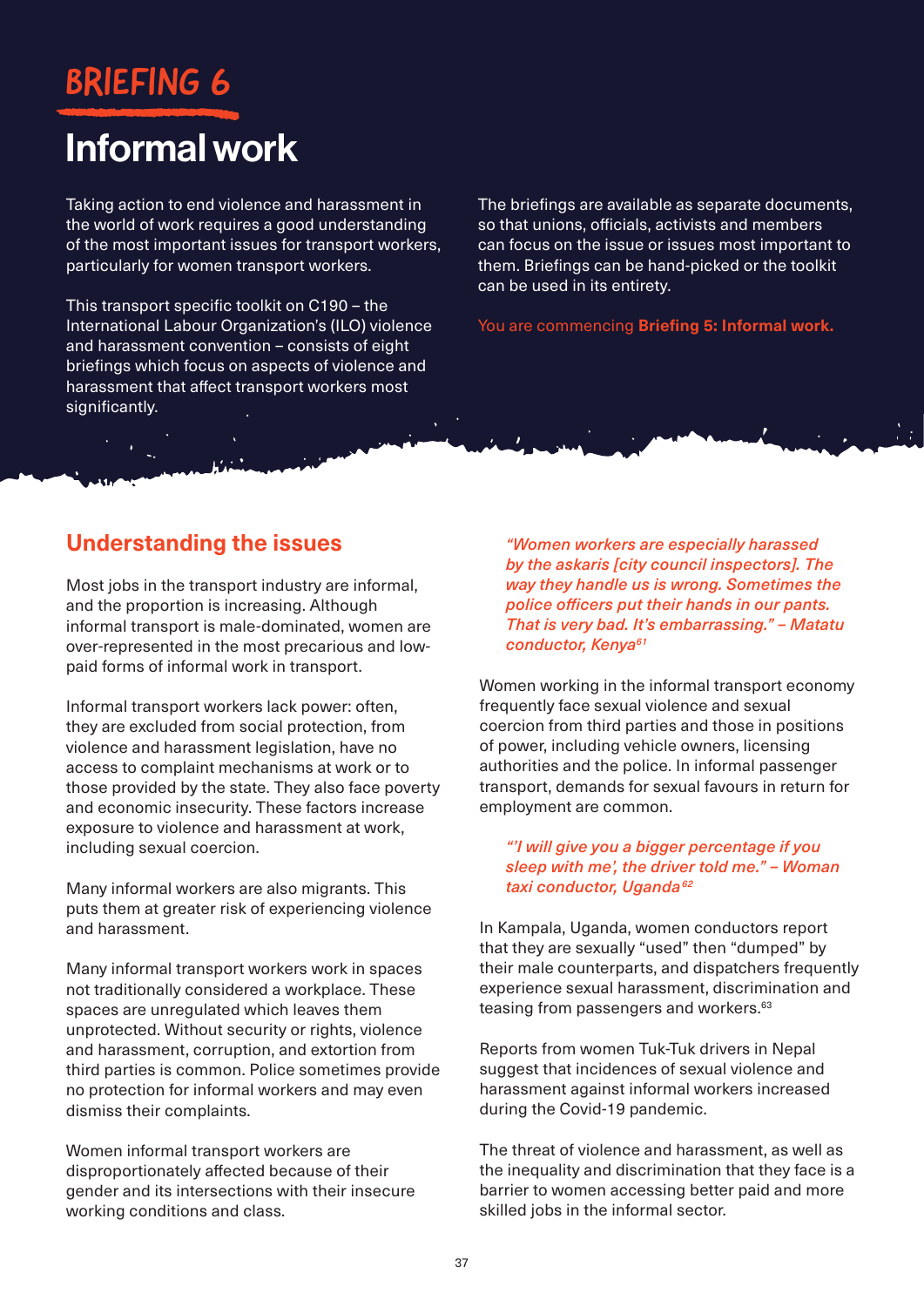# BRIEFING 6

# Informal work

Taking action to end violence and harassment in the world of work requires a good understanding of the most important issues for transport workers, particularly for women transport workers.

This transport specific toolkit on C190 – the International Labour Organization's (ILO) violence and harassment convention – consists of eight briefings which focus on aspects of violence and harassment that affect transport workers most significantly.

The briefings are available as separate documents, so that unions, officials, activists and members can focus on the issue or issues most important to them. Briefings can be hand-picked or the toolkit can be used in its entirety.

You are commencing **Briefing 5: Informal work.**

## Understanding the issues

Most jobs in the transport industry are informal, and the proportion is increasing. Although informal transport is male-dominated, women are over-represented in the most precarious and low-paid forms of informal work in transport.

Informal transport workers lack power: often, they are excluded from social protection, from violence and harassment legislation, have no access to complaint mechanisms at work or to those provided by the state. They also face poverty and economic insecurity. These factors increase exposure to violence and harassment at work, including sexual coercion.

Many informal workers are also migrants. This puts them at greater risk of experiencing violence and harassment.

Many informal transport workers work in spaces not traditionally considered a workplace. These spaces are unregulated which leaves them unprotected. Without security or rights, violence and harassment, corruption, and extortion from third parties is common. Police sometimes provide no protection for informal workers and may even dismiss their complaints.

Women informal transport workers are disproportionately affected because of their gender and its intersections with their insecure working conditions and class.

> *"Women workers are especially harassed by the askaris [city council inspectors]. The way they handle us is wrong. Sometimes the police officers put their hands in our pants. That is very bad. It's embarrassing." – Matatu conductor, Kenya*[61]

Women working in the informal transport economy frequently face sexual violence and sexual coercion from third parties and those in positions of power, including vehicle owners, licensing authorities and the police. In informal passenger transport, demands for sexual favours in return for employment are common.

> *"'I will give you a bigger percentage if you sleep with me', the driver told me." – Woman taxi conductor, Uganda*[62]

In Kampala, Uganda, women conductors report that they are sexually "used" then "dumped" by their male counterparts, and dispatchers frequently experience sexual harassment, discrimination and teasing from passengers and workers.[63]

Reports from women Tuk-Tuk drivers in Nepal suggest that incidences of sexual violence and harassment against informal workers increased during the Covid-19 pandemic.

The threat of violence and harassment, as well as the inequality and discrimination that they face is a barrier to women accessing better paid and more skilled jobs in the informal sector.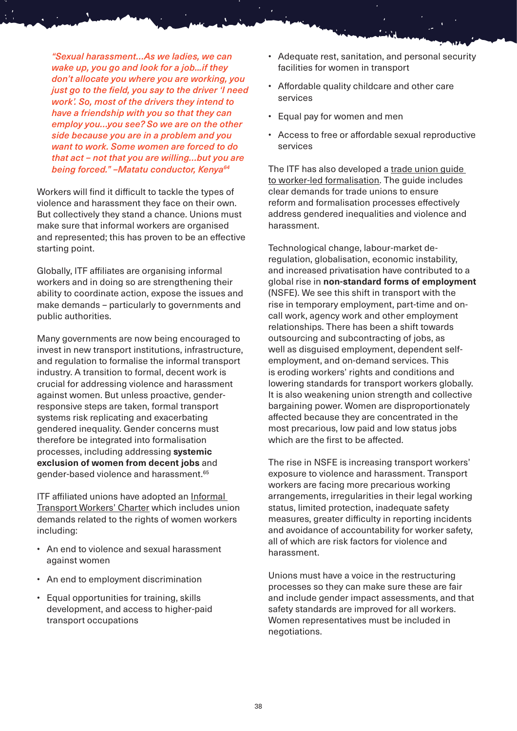*"Sexual harassment…As we ladies, we can wake up, you go and look for a job…if they don't allocate you where you are working, you just go to the field, you say to the driver 'I need work'. So, most of the drivers they intend to have a friendship with you so that they can employ you…you see? So we are on the other side because you are in a problem and you want to work. Some women are forced to do that act – not that you are willing…but you are being forced." –Matatu conductor, Kenya*[64]

Workers will find it difficult to tackle the types of violence and harassment they face on their own. But collectively they stand a chance. Unions must make sure that informal workers are organised and represented; this has proven to be an effective starting point.

Globally, ITF affiliates are organising informal workers and in doing so are strengthening their ability to coordinate action, expose the issues and make demands – particularly to governments and public authorities.

Many governments are now being encouraged to invest in new transport institutions, infrastructure, and regulation to formalise the informal transport industry. A transition to formal, decent work is crucial for addressing violence and harassment against women. But unless proactive, gender-responsive steps are taken, formal transport systems risk replicating and exacerbating gendered inequality. Gender concerns must therefore be integrated into formalisation processes, including addressing **systemic exclusion of women from decent jobs** and gender-based violence and harassment.[65]

ITF affiliated unions have adopted an Informal Transport Workers' Charter which includes union demands related to the rights of women workers including:

- An end to violence and sexual harassment against women
- An end to employment discrimination
- Equal opportunities for training, skills development, and access to higher-paid transport occupations
- Adequate rest, sanitation, and personal security facilities for women in transport
- Affordable quality childcare and other care services
- Equal pay for women and men
- Access to free or affordable sexual reproductive services

The ITF has also developed a trade union guide to worker-led formalisation. The guide includes clear demands for trade unions to ensure reform and formalisation processes effectively address gendered inequalities and violence and harassment.

Technological change, labour-market de-regulation, globalisation, economic instability, and increased privatisation have contributed to a global rise in **non-standard forms of employment** (NSFE). We see this shift in transport with the rise in temporary employment, part-time and on-call work, agency work and other employment relationships. There has been a shift towards outsourcing and subcontracting of jobs, as well as disguised employment, dependent self-employment, and on-demand services. This is eroding workers' rights and conditions and lowering standards for transport workers globally. It is also weakening union strength and collective bargaining power. Women are disproportionately affected because they are concentrated in the most precarious, low paid and low status jobs which are the first to be affected.

The rise in NSFE is increasing transport workers' exposure to violence and harassment. Transport workers are facing more precarious working arrangements, irregularities in their legal working status, limited protection, inadequate safety measures, greater difficulty in reporting incidents and avoidance of accountability for worker safety, all of which are risk factors for violence and harassment.

Unions must have a voice in the restructuring processes so they can make sure these are fair and include gender impact assessments, and that safety standards are improved for all workers. Women representatives must be included in negotiations.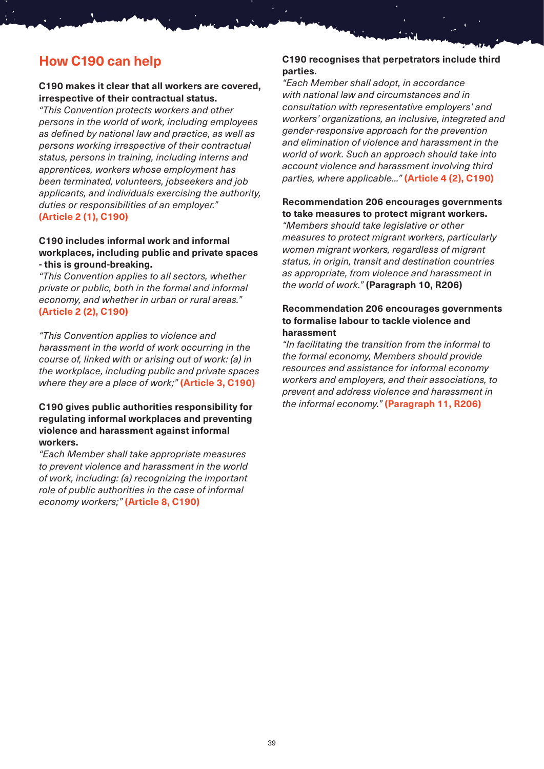## How C190 can help

**C190 makes it clear that all workers are covered, irrespective of their contractual status.**

*"This Convention protects workers and other persons in the world of work, including employees as defined by national law and practice, as well as persons working irrespective of their contractual status, persons in training, including interns and apprentices, workers whose employment has been terminated, volunteers, jobseekers and job applicants, and individuals exercising the authority, duties or responsibilities of an employer."* **(Article 2 (1), C190)**

**C190 includes informal work and informal workplaces, including public and private spaces - this is ground-breaking.**

*"This Convention applies to all sectors, whether private or public, both in the formal and informal economy, and whether in urban or rural areas."* **(Article 2 (2), C190)**

*"This Convention applies to violence and harassment in the world of work occurring in the course of, linked with or arising out of work: (a) in the workplace, including public and private spaces where they are a place of work;"* **(Article 3, C190)**

**C190 gives public authorities responsibility for regulating informal workplaces and preventing violence and harassment against informal workers.**

*"Each Member shall take appropriate measures to prevent violence and harassment in the world of work, including: (a) recognizing the important role of public authorities in the case of informal economy workers;"* **(Article 8, C190)**

**C190 recognises that perpetrators include third parties.**

*"Each Member shall adopt, in accordance with national law and circumstances and in consultation with representative employers' and workers' organizations, an inclusive, integrated and gender-responsive approach for the prevention and elimination of violence and harassment in the world of work. Such an approach should take into account violence and harassment involving third parties, where applicable..."* **(Article 4 (2), C190)**

**Recommendation 206 encourages governments to take measures to protect migrant workers.**

*"Members should take legislative or other measures to protect migrant workers, particularly women migrant workers, regardless of migrant status, in origin, transit and destination countries as appropriate, from violence and harassment in the world of work."* **(Paragraph 10, R206)**

**Recommendation 206 encourages governments to formalise labour to tackle violence and harassment**

*"In facilitating the transition from the informal to the formal economy, Members should provide resources and assistance for informal economy workers and employers, and their associations, to prevent and address violence and harassment in the informal economy."* **(Paragraph 11, R206)**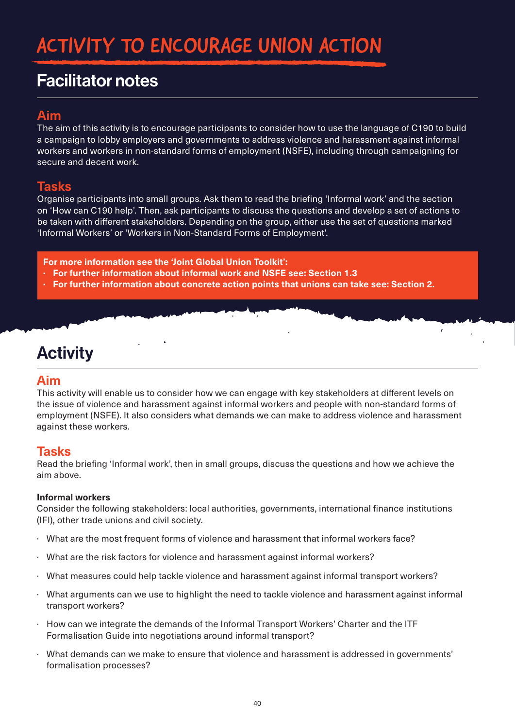# ACTIVITY TO ENCOURAGE UNION ACTION

## Facilitator notes

### Aim

The aim of this activity is to encourage participants to consider how to use the language of C190 to build a campaign to lobby employers and governments to address violence and harassment against informal workers and workers in non-standard forms of employment (NSFE), including through campaigning for secure and decent work.

### Tasks

Organise participants into small groups. Ask them to read the briefing 'Informal work' and the section on 'How can C190 help'. Then, ask participants to discuss the questions and develop a set of actions to be taken with different stakeholders. Depending on the group, either use the set of questions marked 'Informal Workers' or 'Workers in Non-Standard Forms of Employment'.

**For more information see the 'Joint Global Union Toolkit':**

- **For further information about informal work and NSFE see: Section 1.3**
- **For further information about concrete action points that unions can take see: Section 2.**

## Activity

### Aim

This activity will enable us to consider how we can engage with key stakeholders at different levels on the issue of violence and harassment against informal workers and people with non-standard forms of employment (NSFE). It also considers what demands we can make to address violence and harassment against these workers.

### Tasks

Read the briefing 'Informal work', then in small groups, discuss the questions and how we achieve the aim above.

**Informal workers**

Consider the following stakeholders: local authorities, governments, international finance institutions (IFI), other trade unions and civil society.

- What are the most frequent forms of violence and harassment that informal workers face?
- What are the risk factors for violence and harassment against informal workers?
- What measures could help tackle violence and harassment against informal transport workers?
- What arguments can we use to highlight the need to tackle violence and harassment against informal transport workers?
- How can we integrate the demands of the Informal Transport Workers' Charter and the ITF Formalisation Guide into negotiations around informal transport?
- What demands can we make to ensure that violence and harassment is addressed in governments' formalisation processes?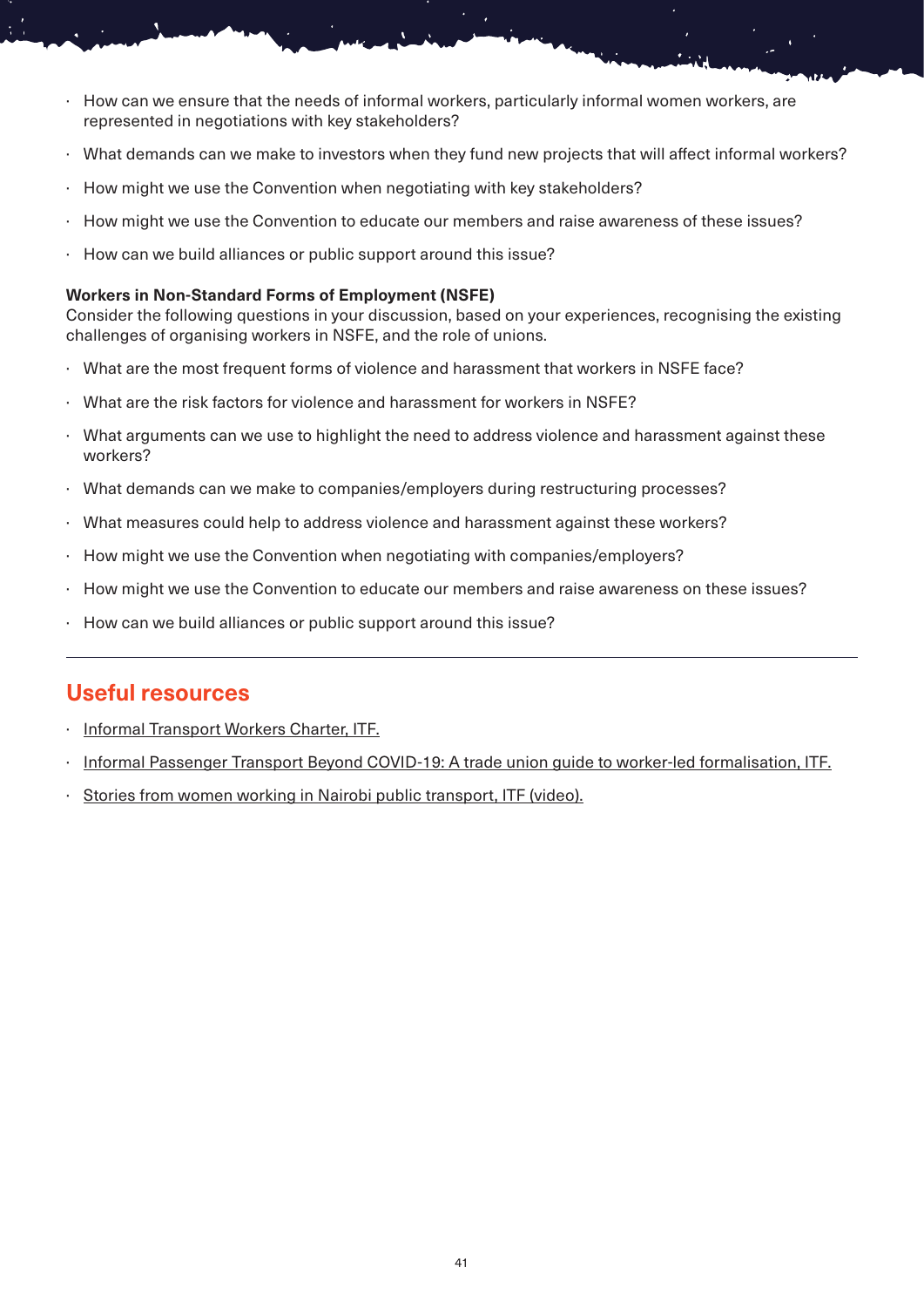- How can we ensure that the needs of informal workers, particularly informal women workers, are represented in negotiations with key stakeholders?
- What demands can we make to investors when they fund new projects that will affect informal workers?
- How might we use the Convention when negotiating with key stakeholders?
- How might we use the Convention to educate our members and raise awareness of these issues?
- How can we build alliances or public support around this issue?

**Workers in Non-Standard Forms of Employment (NSFE)**
Consider the following questions in your discussion, based on your experiences, recognising the existing challenges of organising workers in NSFE, and the role of unions.

- What are the most frequent forms of violence and harassment that workers in NSFE face?
- What are the risk factors for violence and harassment for workers in NSFE?
- What arguments can we use to highlight the need to address violence and harassment against these workers?
- What demands can we make to companies/employers during restructuring processes?
- What measures could help to address violence and harassment against these workers?
- How might we use the Convention when negotiating with companies/employers?
- How might we use the Convention to educate our members and raise awareness on these issues?
- How can we build alliances or public support around this issue?

## Useful resources

- Informal Transport Workers Charter, ITF.
- Informal Passenger Transport Beyond COVID-19: A trade union guide to worker-led formalisation, ITF.
- Stories from women working in Nairobi public transport, ITF (video).